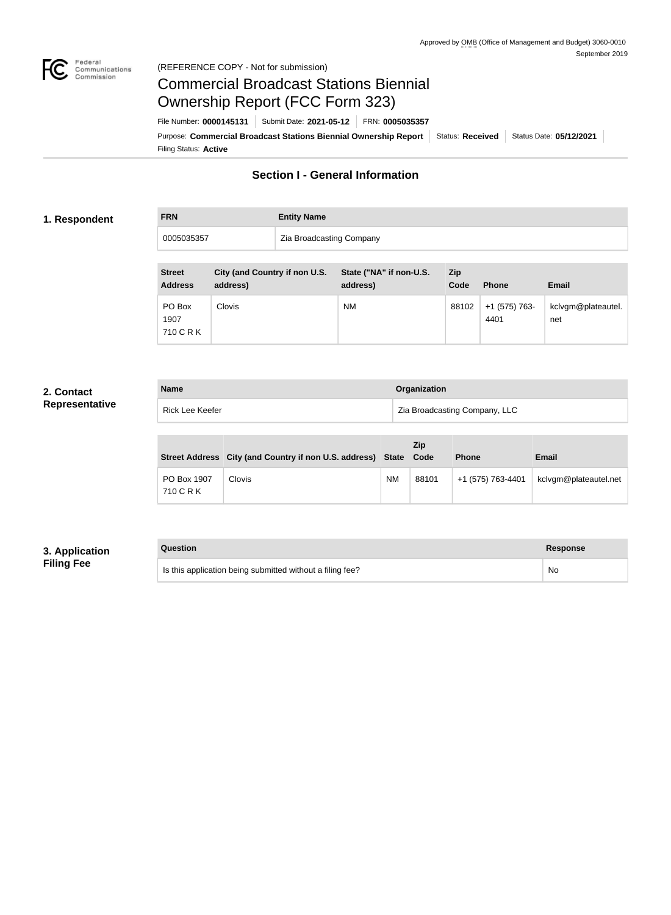Approved by OMB (Office of Management and Budget) 3060-0010
September 2019

(REFERENCE COPY - Not for submission)

# Commercial Broadcast Stations Biennial Ownership Report (FCC Form 323)

File Number: **0000145131** | Submit Date: **2021-05-12** | FRN: **0005035357**

Purpose: **Commercial Broadcast Stations Biennial Ownership Report** | Status: **Received** | Status Date: **05/12/2021**

Filing Status: **Active**

## Section I - General Information

### 1. Respondent

| FRN | Entity Name |
| --- | --- |
| 0005035357 | Zia Broadcasting Company |

| Street Address | City (and Country if non U.S. address) | State ("NA" if non-U.S. address) | Zip Code | Phone | Email |
| --- | --- | --- | --- | --- | --- |
| PO Box 1907 710 C R K | Clovis | NM | 88102 | +1 (575) 763-4401 | kclvgm@plateautel.net |

### 2. Contact Representative

| Name | Organization |
| --- | --- |
| Rick Lee Keefer | Zia Broadcasting Company, LLC |

| Street Address | City (and Country if non U.S. address) | State | Zip Code | Phone | Email |
| --- | --- | --- | --- | --- | --- |
| PO Box 1907 710 C R K | Clovis | NM | 88101 | +1 (575) 763-4401 | kclvgm@plateautel.net |

### 3. Application Filing Fee

| Question | Response |
| --- | --- |
| Is this application being submitted without a filing fee? | No |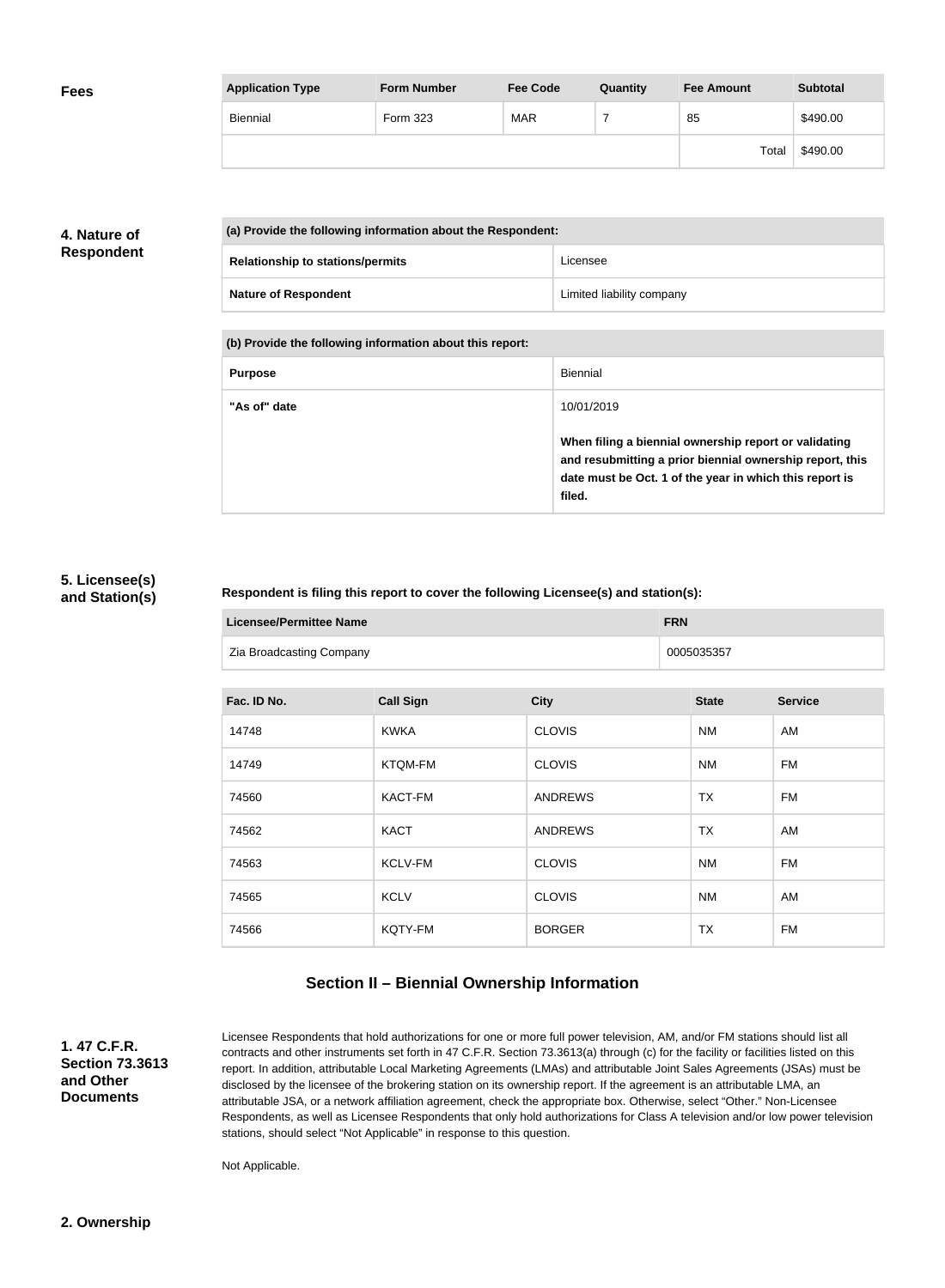## Fees

| Application Type | Form Number | Fee Code | Quantity | Fee Amount | Subtotal |
|---|---|---|---|---|---|
| Biennial | Form 323 | MAR | 7 | 85 | $490.00 |
| | | | | Total | $490.00 |

## 4. Nature of Respondent

| (a) Provide the following information about the Respondent: | |
|---|---|
| Relationship to stations/permits | Licensee |
| Nature of Respondent | Limited liability company |

| (b) Provide the following information about this report: | |
|---|---|
| Purpose | Biennial |
| "As of" date | 10/01/2019<br><br>**When filing a biennial ownership report or validating and resubmitting a prior biennial ownership report, this date must be Oct. 1 of the year in which this report is filed.** |

## 5. Licensee(s) and Station(s)

**Respondent is filing this report to cover the following Licensee(s) and station(s):**

| Licensee/Permittee Name | FRN |
|---|---|
| Zia Broadcasting Company | 0005035357 |

| Fac. ID No. | Call Sign | City | State | Service |
|---|---|---|---|---|
| 14748 | KWKA | CLOVIS | NM | AM |
| 14749 | KTQM-FM | CLOVIS | NM | FM |
| 74560 | KACT-FM | ANDREWS | TX | FM |
| 74562 | KACT | ANDREWS | TX | AM |
| 74563 | KCLV-FM | CLOVIS | NM | FM |
| 74565 | KCLV | CLOVIS | NM | AM |
| 74566 | KQTY-FM | BORGER | TX | FM |

## Section II – Biennial Ownership Information

### 1. 47 C.F.R. Section 73.3613 and Other Documents

Licensee Respondents that hold authorizations for one or more full power television, AM, and/or FM stations should list all contracts and other instruments set forth in 47 C.F.R. Section 73.3613(a) through (c) for the facility or facilities listed on this report. In addition, attributable Local Marketing Agreements (LMAs) and attributable Joint Sales Agreements (JSAs) must be disclosed by the licensee of the brokering station on its ownership report. If the agreement is an attributable LMA, an attributable JSA, or a network affiliation agreement, check the appropriate box. Otherwise, select "Other." Non-Licensee Respondents, as well as Licensee Respondents that only hold authorizations for Class A television and/or low power television stations, should select "Not Applicable" in response to this question.

Not Applicable.

### 2. Ownership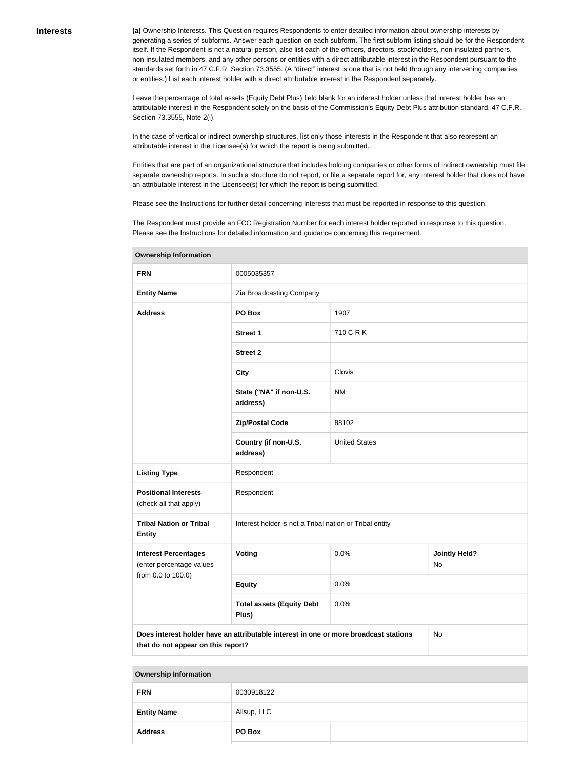**Interests**

**(a)** Ownership Interests. This Question requires Respondents to enter detailed information about ownership interests by generating a series of subforms. Answer each question on each subform. The first subform listing should be for the Respondent itself. If the Respondent is not a natural person, also list each of the officers, directors, stockholders, non-insulated partners, non-insulated members, and any other persons or entities with a direct attributable interest in the Respondent pursuant to the standards set forth in 47 C.F.R. Section 73.3555. (A "direct" interest is one that is not held through any intervening companies or entities.) List each interest holder with a direct attributable interest in the Respondent separately.

Leave the percentage of total assets (Equity Debt Plus) field blank for an interest holder unless that interest holder has an attributable interest in the Respondent solely on the basis of the Commission's Equity Debt Plus attribution standard, 47 C.F.R. Section 73.3555, Note 2(i).

In the case of vertical or indirect ownership structures, list only those interests in the Respondent that also represent an attributable interest in the Licensee(s) for which the report is being submitted.

Entities that are part of an organizational structure that includes holding companies or other forms of indirect ownership must file separate ownership reports. In such a structure do not report, or file a separate report for, any interest holder that does not have an attributable interest in the Licensee(s) for which the report is being submitted.

Please see the Instructions for further detail concerning interests that must be reported in response to this question.

The Respondent must provide an FCC Registration Number for each interest holder reported in response to this question. Please see the Instructions for detailed information and guidance concerning this requirement.

| Ownership Information | | | |
|---|---|---|---|
| **FRN** | 0005035357 | | |
| **Entity Name** | Zia Broadcasting Company | | |
| **Address** | **PO Box** | 1907 | |
| | **Street 1** | 710 C R K | |
| | **Street 2** | | |
| | **City** | Clovis | |
| | **State ("NA" if non-U.S. address)** | NM | |
| | **Zip/Postal Code** | 88102 | |
| | **Country (if non-U.S. address)** | United States | |
| **Listing Type** | Respondent | | |
| **Positional Interests** (check all that apply) | Respondent | | |
| **Tribal Nation or Tribal Entity** | Interest holder is not a Tribal nation or Tribal entity | | |
| **Interest Percentages** (enter percentage values from 0.0 to 100.0) | **Voting** | 0.0% | **Jointly Held?** No |
| | **Equity** | 0.0% | |
| | **Total assets (Equity Debt Plus)** | 0.0% | |
| **Does interest holder have an attributable interest in one or more broadcast stations that do not appear on this report?** | | | No |

| Ownership Information | | |
|---|---|---|
| **FRN** | 0030918122 | |
| **Entity Name** | Allsup, LLC | |
| **Address** | **PO Box** | |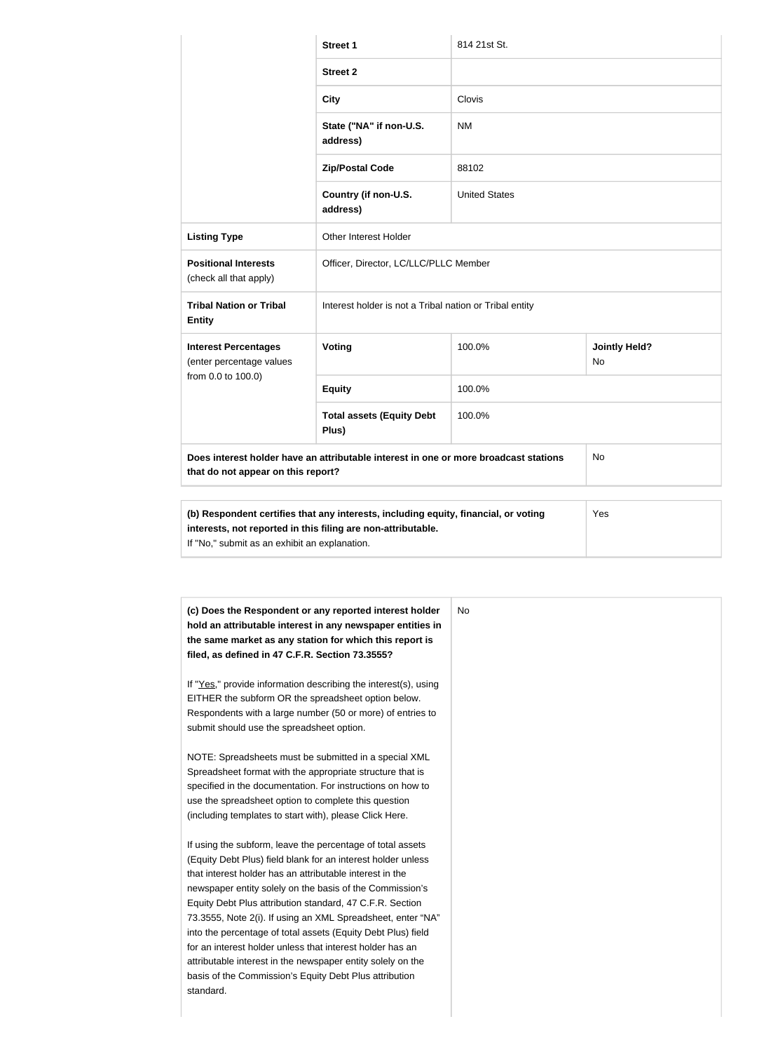| | | | |
|---|---|---|---|
| | **Street 1** | 814 21st St. | |
| | **Street 2** | | |
| | **City** | Clovis | |
| | **State ("NA" if non-U.S. address)** | NM | |
| | **Zip/Postal Code** | 88102 | |
| | **Country (if non-U.S. address)** | United States | |
| **Listing Type** | Other Interest Holder | | |
| **Positional Interests** (check all that apply) | Officer, Director, LC/LLC/PLLC Member | | |
| **Tribal Nation or Tribal Entity** | Interest holder is not a Tribal nation or Tribal entity | | |
| **Interest Percentages** (enter percentage values from 0.0 to 100.0) | **Voting** | 100.0% | **Jointly Held?** No |
| | **Equity** | 100.0% | |
| | **Total assets (Equity Debt Plus)** | 100.0% | |
| **Does interest holder have an attributable interest in one or more broadcast stations that do not appear on this report?** | | | No |

| | |
|---|---|
| **(b) Respondent certifies that any interests, including equity, financial, or voting interests, not reported in this filing are non-attributable.** If "No," submit as an exhibit an explanation. | Yes |

| | |
|---|---|
| **(c) Does the Respondent or any reported interest holder hold an attributable interest in any newspaper entities in the same market as any station for which this report is filed, as defined in 47 C.F.R. Section 73.3555?**<br><br>If "Yes," provide information describing the interest(s), using EITHER the subform OR the spreadsheet option below. Respondents with a large number (50 or more) of entries to submit should use the spreadsheet option.<br><br>NOTE: Spreadsheets must be submitted in a special XML Spreadsheet format with the appropriate structure that is specified in the documentation. For instructions on how to use the spreadsheet option to complete this question (including templates to start with), please Click Here.<br><br>If using the subform, leave the percentage of total assets (Equity Debt Plus) field blank for an interest holder unless that interest holder has an attributable interest in the newspaper entity solely on the basis of the Commission's Equity Debt Plus attribution standard, 47 C.F.R. Section 73.3555, Note 2(i). If using an XML Spreadsheet, enter "NA" into the percentage of total assets (Equity Debt Plus) field for an interest holder unless that interest holder has an attributable interest in the newspaper entity solely on the basis of the Commission's Equity Debt Plus attribution standard. | No |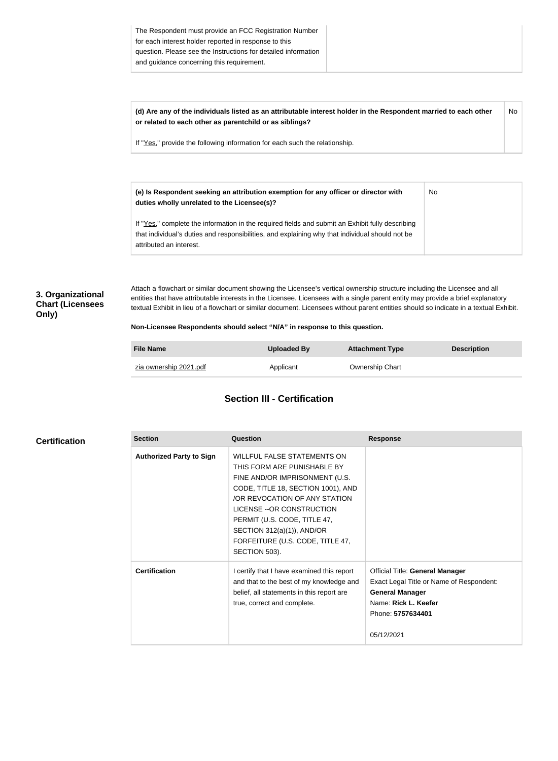| | |
|---|---|
| The Respondent must provide an FCC Registration Number for each interest holder reported in response to this question. Please see the Instructions for detailed information and guidance concerning this requirement. | |

| | |
|---|---|
| **(d) Are any of the individuals listed as an attributable interest holder in the Respondent married to each other or related to each other as parentchild or as siblings?**<br><br>If "Yes," provide the following information for each such the relationship. | No |

| | |
|---|---|
| **(e) Is Respondent seeking an attribution exemption for any officer or director with duties wholly unrelated to the Licensee(s)?**<br><br>If "Yes," complete the information in the required fields and submit an Exhibit fully describing that individual's duties and responsibilities, and explaining why that individual should not be attributed an interest. | No |

### 3. Organizational Chart (Licensees Only)

Attach a flowchart or similar document showing the Licensee's vertical ownership structure including the Licensee and all entities that have attributable interests in the Licensee. Licensees with a single parent entity may provide a brief explanatory textual Exhibit in lieu of a flowchart or similar document. Licensees without parent entities should so indicate in a textual Exhibit.

**Non-Licensee Respondents should select "N/A" in response to this question.**

| File Name | Uploaded By | Attachment Type | Description |
|---|---|---|---|
| zia ownership 2021.pdf | Applicant | Ownership Chart | |

## Section III - Certification

### Certification

| Section | Question | Response |
|---|---|---|
| **Authorized Party to Sign** | WILLFUL FALSE STATEMENTS ON THIS FORM ARE PUNISHABLE BY FINE AND/OR IMPRISONMENT (U.S. CODE, TITLE 18, SECTION 1001), AND /OR REVOCATION OF ANY STATION LICENSE --OR CONSTRUCTION PERMIT (U.S. CODE, TITLE 47, SECTION 312(a)(1)), AND/OR FORFEITURE (U.S. CODE, TITLE 47, SECTION 503). | |
| **Certification** | I certify that I have examined this report and that to the best of my knowledge and belief, all statements in this report are true, correct and complete. | Official Title: **General Manager**<br>Exact Legal Title or Name of Respondent: **General Manager**<br>Name: **Rick L. Keefer**<br>Phone: **5757634401**<br><br>05/12/2021 |